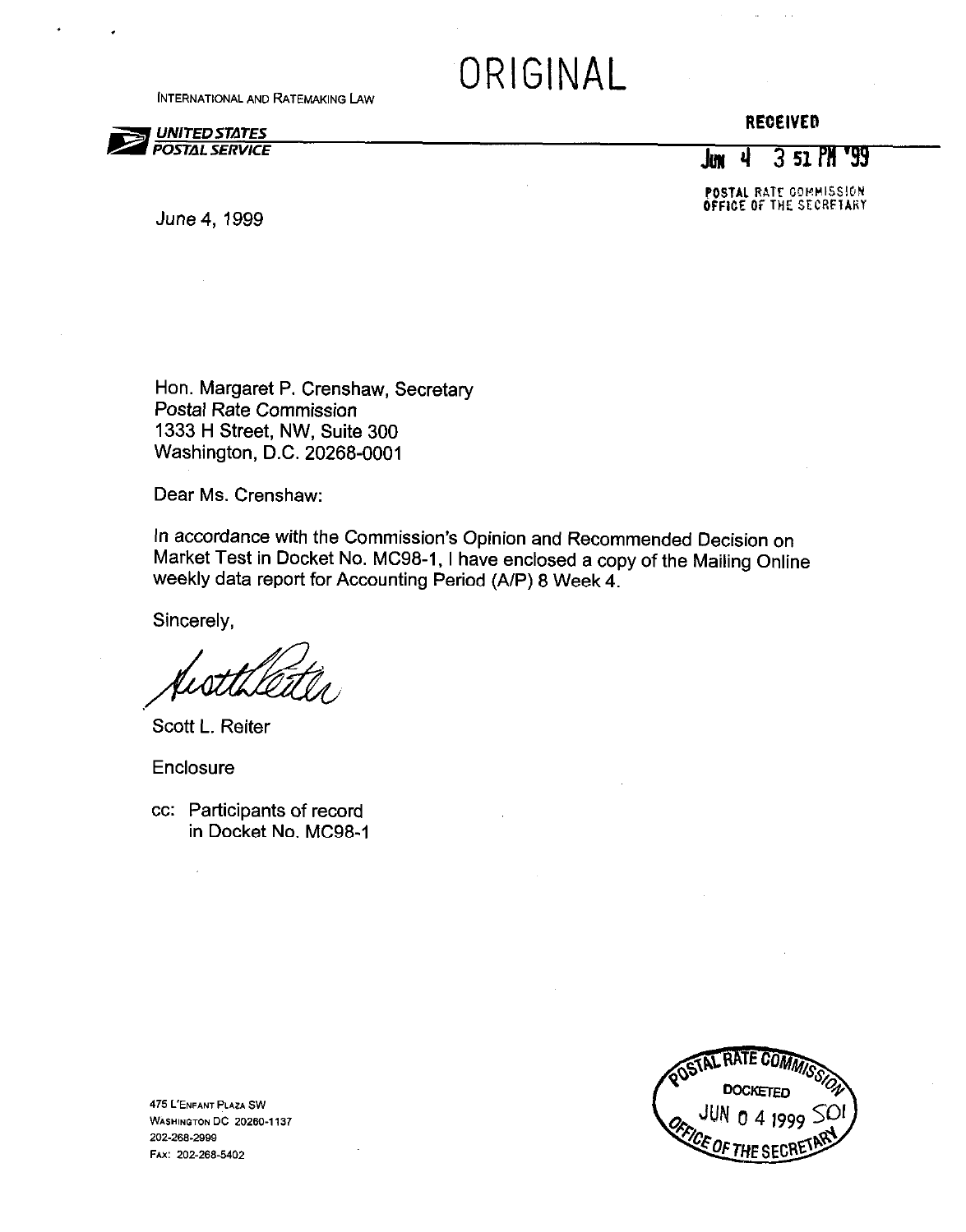# ORIGINAL

INTERNATIONAL AND RATEMAKING LAW

**UNITED STATES POSTAL SERVICE**

RECEIVED

JUN 4 3 51 PM '99

POSTAL RATE COMMISSION
OFFICE OF THE SECRETARY

June 4, 1999

Hon. Margaret P. Crenshaw, Secretary
Postal Rate Commission
1333 H Street, NW, Suite 300
Washington, D.C. 20268-0001

Dear Ms. Crenshaw:

In accordance with the Commission's Opinion and Recommended Decision on Market Test in Docket No. MC98-1, I have enclosed a copy of the Mailing Online weekly data report for Accounting Period (A/P) 8 Week 4.

Sincerely,

Scott L. Reiter

Enclosure

cc: Participants of record
in Docket No. MC98-1

475 L'ENFANT PLAZA SW
WASHINGTON DC 20260-1137
202-268-2999
FAX: 202-268-5402

POSTAL RATE COMMISSION
DOCKETED
JUN 04 1999 SOI
OFFICE OF THE SECRETARY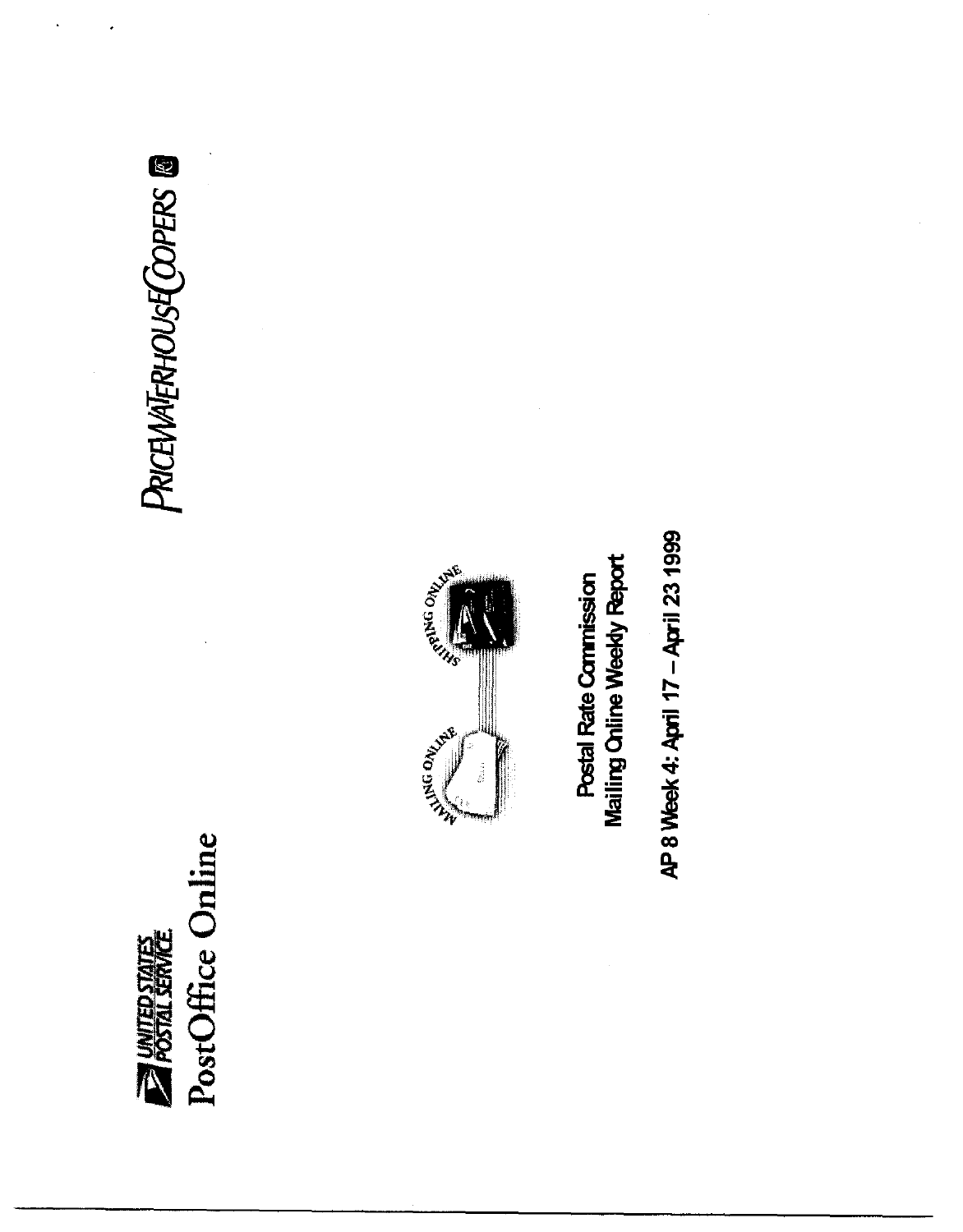UNITED STATES POSTAL SERVICE

PostOffice Online

PRICEWATERHOUSECOOPERS

MAILING ONLINE

SHIPPING ONLINE

# Postal Rate Commission
# Mailing Online Weekly Report

## AP 8 Week 4: April 17 – April 23 1999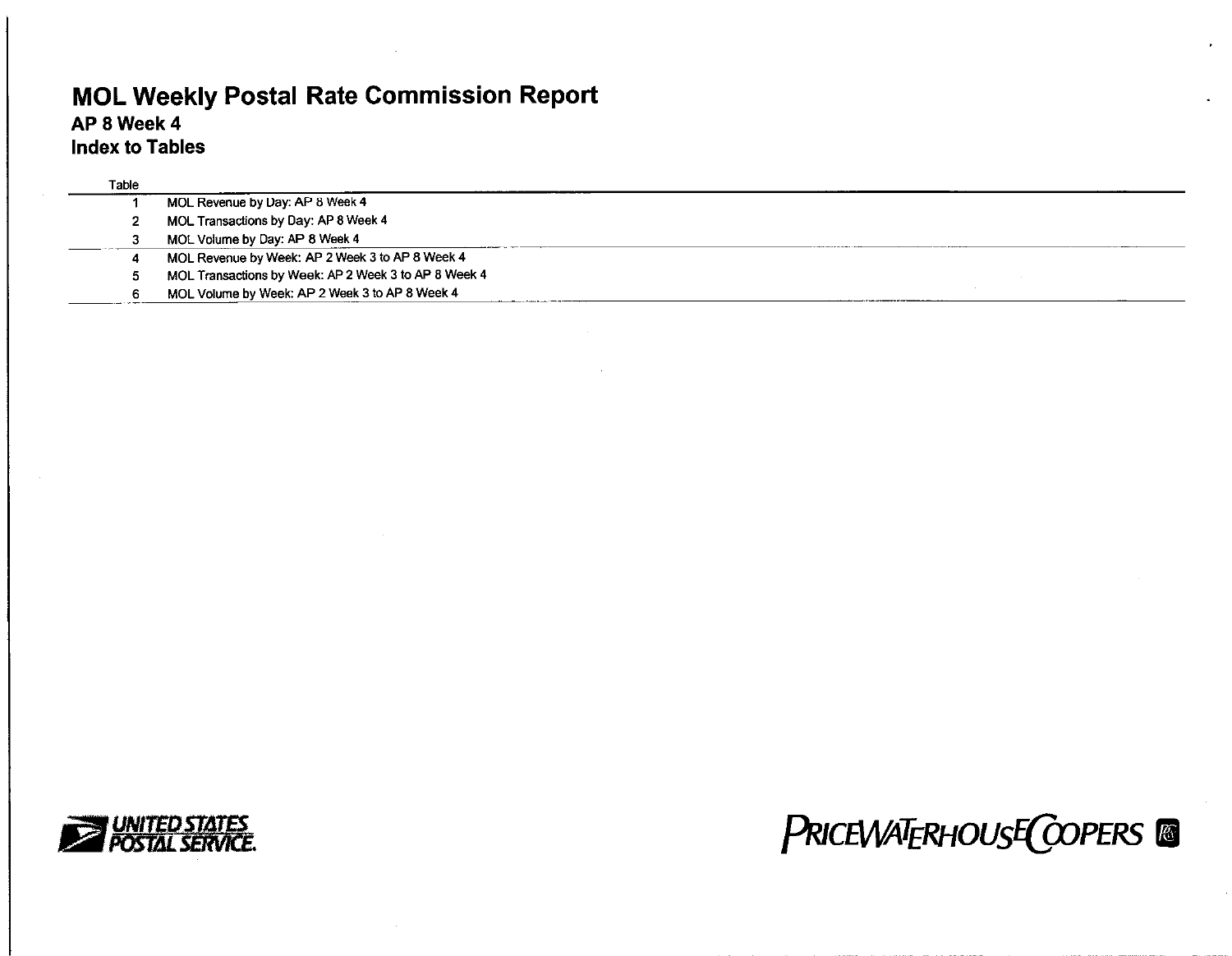# MOL Weekly Postal Rate Commission Report

## AP 8 Week 4

## Index to Tables

| Table | |
|---|---|
| 1 | MOL Revenue by Day: AP 8 Week 4 |
| 2 | MOL Transactions by Day: AP 8 Week 4 |
| 3 | MOL Volume by Day: AP 8 Week 4 |
| 4 | MOL Revenue by Week: AP 2 Week 3 to AP 8 Week 4 |
| 5 | MOL Transactions by Week: AP 2 Week 3 to AP 8 Week 4 |
| 6 | MOL Volume by Week: AP 2 Week 3 to AP 8 Week 4 |

UNITED STATES POSTAL SERVICE

PRICEWATERHOUSECOOPERS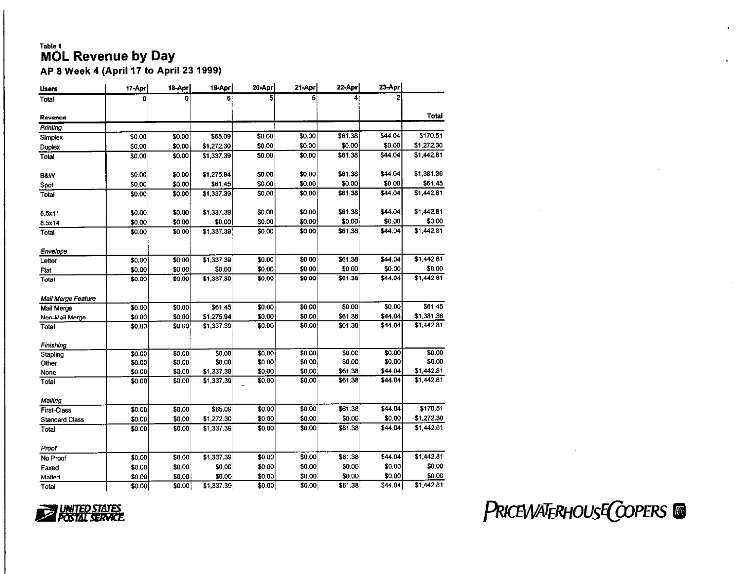Table 1

# MOL Revenue by Day

### AP 8 Week 4 (April 17 to April 23 1999)

| Users | 17-Apr | 18-Apr | 19-Apr | 20-Apr | 21-Apr | 22-Apr | 23-Apr | |
|---|---|---|---|---|---|---|---|---|
| Total | 0 | 0 | 6 | 5 | 5 | 4 | 2 | |
| **Revenue** | | | | | | | | **Total** |
| *Printing* | | | | | | | | |
| Simplex | $0.00 | $0.00 | $65.09 | $0.00 | $0.00 | $61.38 | $44.04 | $170.51 |
| Duplex | $0.00 | $0.00 | $1,272.30 | $0.00 | $0.00 | $0.00 | $0.00 | $1,272.30 |
| Total | $0.00 | $0.00 | $1,337.39 | $0.00 | $0.00 | $61.38 | $44.04 | $1,442.81 |
| B&W | $0.00 | $0.00 | $1,275.94 | $0.00 | $0.00 | $61.38 | $44.04 | $1,381.36 |
| Spot | $0.00 | $0.00 | $61.45 | $0.00 | $0.00 | $0.00 | $0.00 | $61.45 |
| Total | $0.00 | $0.00 | $1,337.39 | $0.00 | $0.00 | $61.38 | $44.04 | $1,442.81 |
| 8.5x11 | $0.00 | $0.00 | $1,337.39 | $0.00 | $0.00 | $61.38 | $44.04 | $1,442.81 |
| 8.5x14 | $0.00 | $0.00 | $0.00 | $0.00 | $0.00 | $0.00 | $0.00 | $0.00 |
| Total | $0.00 | $0.00 | $1,337.39 | $0.00 | $0.00 | $61.38 | $44.04 | $1,442.81 |
| *Envelope* | | | | | | | | |
| Letter | $0.00 | $0.00 | $1,337.39 | $0.00 | $0.00 | $61.38 | $44.04 | $1,442.81 |
| Flat | $0.00 | $0.00 | $0.00 | $0.00 | $0.00 | $0.00 | $0.00 | $0.00 |
| Total | $0.00 | $0.00 | $1,337.39 | $0.00 | $0.00 | $61.38 | $44.04 | $1,442.81 |
| *Mail Merge Feature* | | | | | | | | |
| Mail Merge | $0.00 | $0.00 | $61.45 | $0.00 | $0.00 | $0.00 | $0.00 | $61.45 |
| Non-Mail Merge | $0.00 | $0.00 | $1,275.94 | $0.00 | $0.00 | $61.38 | $44.04 | $1,381.36 |
| Total | $0.00 | $0.00 | $1,337.39 | $0.00 | $0.00 | $61.38 | $44.04 | $1,442.81 |
| *Finishing* | | | | | | | | |
| Stapling | $0.00 | $0.00 | $0.00 | $0.00 | $0.00 | $0.00 | $0.00 | $0.00 |
| Other | $0.00 | $0.00 | $0.00 | $0.00 | $0.00 | $0.00 | $0.00 | $0.00 |
| None | $0.00 | $0.00 | $1,337.39 | $0.00 | $0.00 | $61.38 | $44.04 | $1,442.81 |
| Total | $0.00 | $0.00 | $1,337.39 | $0.00 | $0.00 | $61.38 | $44.04 | $1,442.81 |
| *Mailing* | | | | | | | | |
| First-Class | $0.00 | $0.00 | $65.09 | $0.00 | $0.00 | $61.38 | $44.04 | $170.51 |
| Standard Class | $0.00 | $0.00 | $1,272.30 | $0.00 | $0.00 | $0.00 | $0.00 | $1,272.30 |
| Total | $0.00 | $0.00 | $1,337.39 | $0.00 | $0.00 | $61.38 | $44.04 | $1,442.81 |
| *Proof* | | | | | | | | |
| No Proof | $0.00 | $0.00 | $1,337.39 | $0.00 | $0.00 | $61.38 | $44.04 | $1,442.81 |
| Faxed | $0.00 | $0.00 | $0.00 | $0.00 | $0.00 | $0.00 | $0.00 | $0.00 |
| Mailed | $0.00 | $0.00 | $0.00 | $0.00 | $0.00 | $0.00 | $0.00 | $0.00 |
| Total | $0.00 | $0.00 | $1,337.39 | $0.00 | $0.00 | $61.38 | $44.04 | $1,442.81 |

UNITED STATES POSTAL SERVICE

PRICEWATERHOUSECOOPERS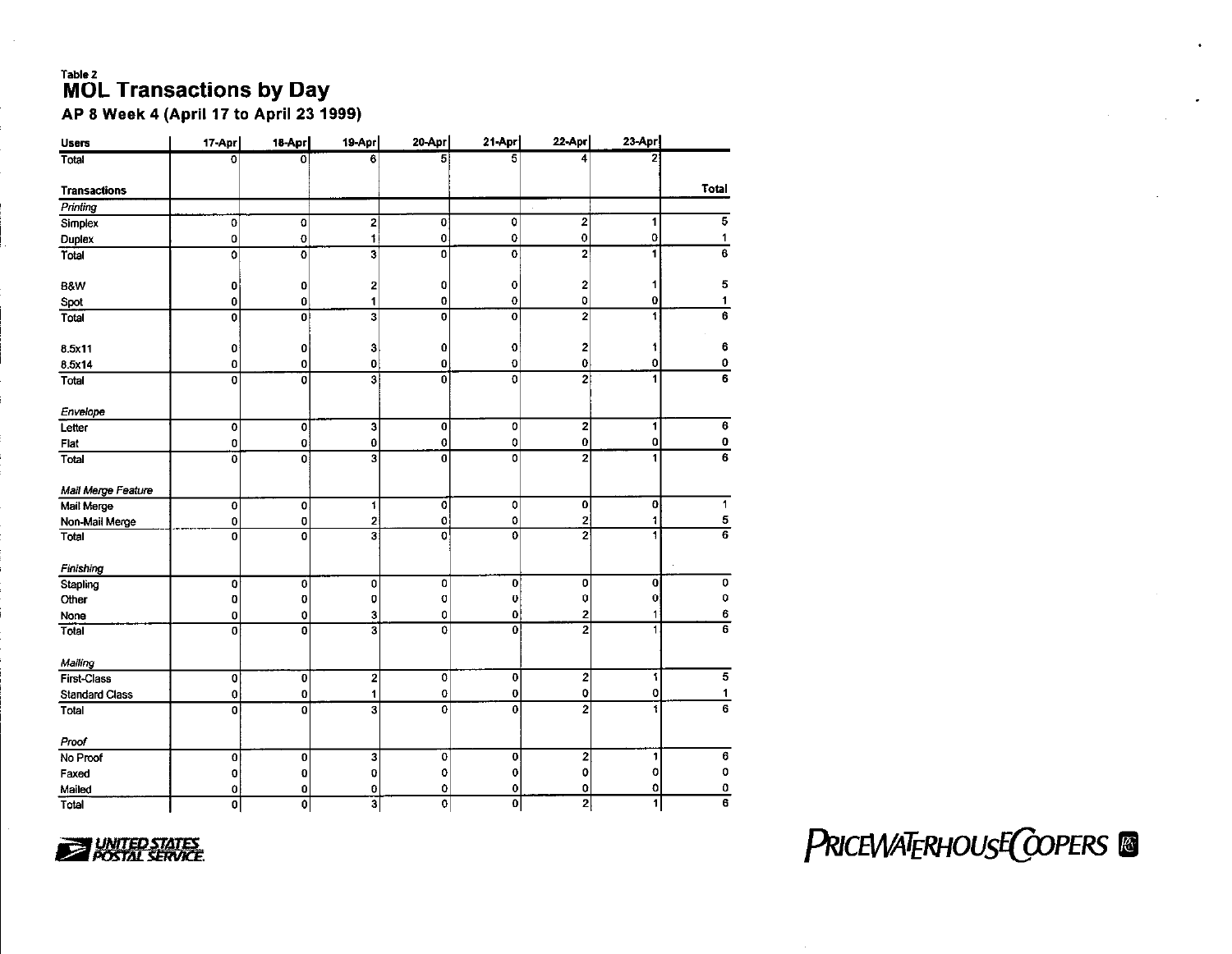Table 2

# MOL Transactions by Day

## AP 8 Week 4 (April 17 to April 23 1999)

| Users | 17-Apr | 18-Apr | 19-Apr | 20-Apr | 21-Apr | 22-Apr | 23-Apr | |
|---|---|---|---|---|---|---|---|---|
| Total | 0 | 0 | 6 | 5 | 5 | 4 | 2 | |
| | | | | | | | | |
| **Transactions** | | | | | | | | **Total** |
| *Printing* | | | | | | | | |
| Simplex | 0 | 0 | 2 | 0 | 0 | 2 | 1 | 5 |
| Duplex | 0 | 0 | 1 | 0 | 0 | 0 | 0 | 1 |
| Total | 0 | 0 | 3 | 0 | 0 | 2 | 1 | 6 |
| | | | | | | | | |
| B&W | 0 | 0 | 2 | 0 | 0 | 2 | 1 | 5 |
| Spot | 0 | 0 | 1 | 0 | 0 | 0 | 0 | 1 |
| Total | 0 | 0 | 3 | 0 | 0 | 2 | 1 | 6 |
| | | | | | | | | |
| 8.5x11 | 0 | 0 | 3 | 0 | 0 | 2 | 1 | 6 |
| 8.5x14 | 0 | 0 | 0 | 0 | 0 | 0 | 0 | 0 |
| Total | 0 | 0 | 3 | 0 | 0 | 2 | 1 | 6 |
| | | | | | | | | |
| *Envelope* | | | | | | | | |
| Letter | 0 | 0 | 3 | 0 | 0 | 2 | 1 | 6 |
| Flat | 0 | 0 | 0 | 0 | 0 | 0 | 0 | 0 |
| Total | 0 | 0 | 3 | 0 | 0 | 2 | 1 | 6 |
| | | | | | | | | |
| *Mail Merge Feature* | | | | | | | | |
| Mail Merge | 0 | 0 | 1 | 0 | 0 | 0 | 0 | 1 |
| Non-Mail Merge | 0 | 0 | 2 | 0 | 0 | 2 | 1 | 5 |
| Total | 0 | 0 | 3 | 0 | 0 | 2 | 1 | 6 |
| | | | | | | | | |
| *Finishing* | | | | | | | | |
| Stapling | 0 | 0 | 0 | 0 | 0 | 0 | 0 | 0 |
| Other | 0 | 0 | 0 | 0 | 0 | 0 | 0 | 0 |
| None | 0 | 0 | 3 | 0 | 0 | 2 | 1 | 6 |
| Total | 0 | 0 | 3 | 0 | 0 | 2 | 1 | 6 |
| | | | | | | | | |
| *Mailing* | | | | | | | | |
| First-Class | 0 | 0 | 2 | 0 | 0 | 2 | 1 | 5 |
| Standard Class | 0 | 0 | 1 | 0 | 0 | 0 | 0 | 1 |
| Total | 0 | 0 | 3 | 0 | 0 | 2 | 1 | 6 |
| | | | | | | | | |
| *Proof* | | | | | | | | |
| No Proof | 0 | 0 | 3 | 0 | 0 | 2 | 1 | 6 |
| Faxed | 0 | 0 | 0 | 0 | 0 | 0 | 0 | 0 |
| Mailed | 0 | 0 | 0 | 0 | 0 | 0 | 0 | 0 |
| Total | 0 | 0 | 3 | 0 | 0 | 2 | 1 | 6 |

UNITED STATES POSTAL SERVICE

PRICEWATERHOUSECOOPERS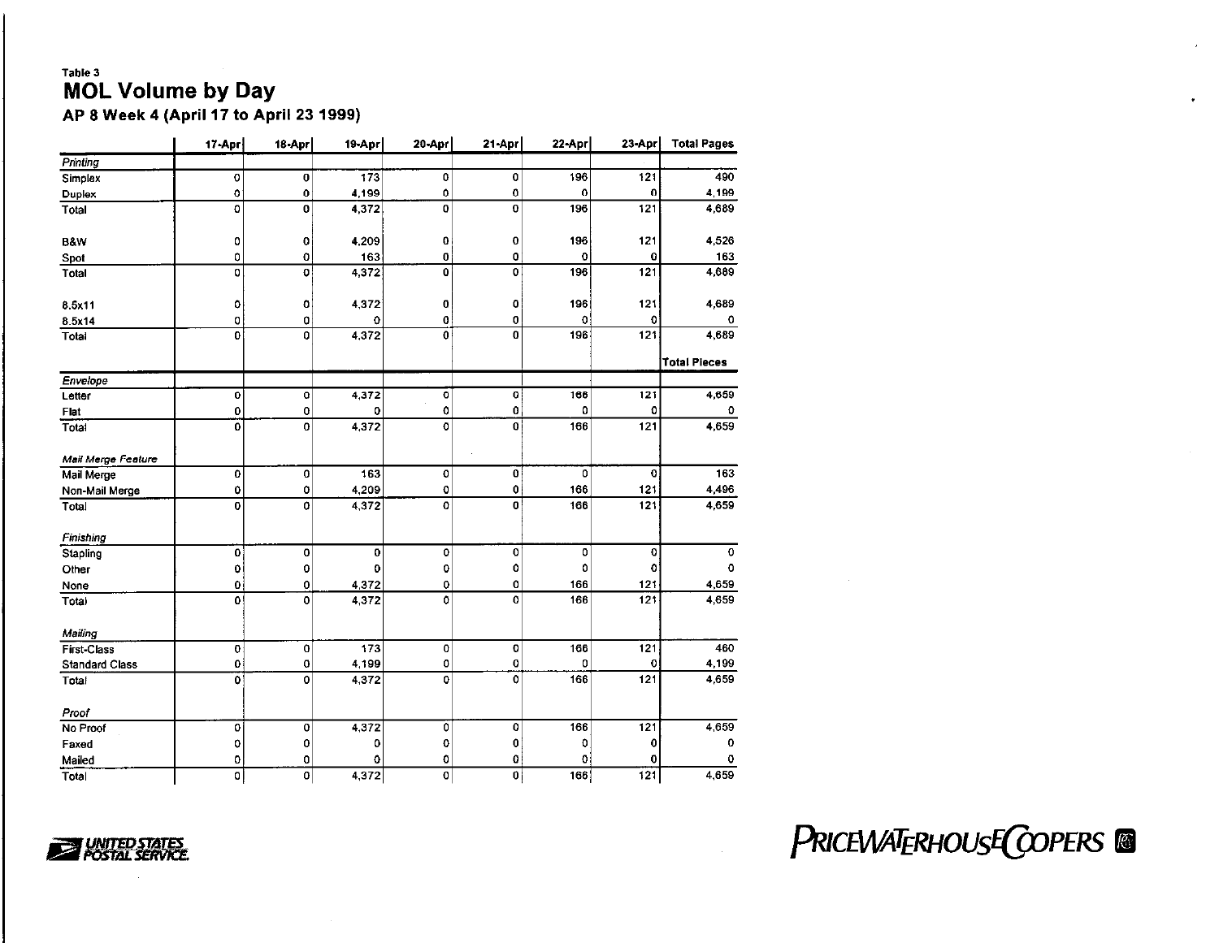Table 3

# MOL Volume by Day

### AP 8 Week 4 (April 17 to April 23 1999)

| | 17-Apr | 18-Apr | 19-Apr | 20-Apr | 21-Apr | 22-Apr | 23-Apr | Total Pages |
|---|---|---|---|---|---|---|---|---|
| *Printing* | | | | | | | | |
| Simplex | 0 | 0 | 173 | 0 | 0 | 196 | 121 | 490 |
| Duplex | 0 | 0 | 4,199 | 0 | 0 | 0 | 0 | 4,199 |
| Total | 0 | 0 | 4,372 | 0 | 0 | 196 | 121 | 4,689 |
| | | | | | | | | |
| B&W | 0 | 0 | 4,209 | 0 | 0 | 196 | 121 | 4,526 |
| Spot | 0 | 0 | 163 | 0 | 0 | 0 | 0 | 163 |
| Total | 0 | 0 | 4,372 | 0 | 0 | 196 | 121 | 4,689 |
| | | | | | | | | |
| 8.5x11 | 0 | 0 | 4,372 | 0 | 0 | 196 | 121 | 4,689 |
| 8.5x14 | 0 | 0 | 0 | 0 | 0 | 0 | 0 | 0 |
| Total | 0 | 0 | 4,372 | 0 | 0 | 196 | 121 | 4,689 |
| | | | | | | | | **Total Pieces** |
| *Envelope* | | | | | | | | |
| Letter | 0 | 0 | 4,372 | 0 | 0 | 166 | 121 | 4,659 |
| Flat | 0 | 0 | 0 | 0 | 0 | 0 | 0 | 0 |
| Total | 0 | 0 | 4,372 | 0 | 0 | 166 | 121 | 4,659 |
| | | | | | | | | |
| *Mail Merge Feature* | | | | | | | | |
| Mail Merge | 0 | 0 | 163 | 0 | 0 | 0 | 0 | 163 |
| Non-Mail Merge | 0 | 0 | 4,209 | 0 | 0 | 166 | 121 | 4,496 |
| Total | 0 | 0 | 4,372 | 0 | 0 | 166 | 121 | 4,659 |
| | | | | | | | | |
| *Finishing* | | | | | | | | |
| Stapling | 0 | 0 | 0 | 0 | 0 | 0 | 0 | 0 |
| Other | 0 | 0 | 0 | 0 | 0 | 0 | 0 | 0 |
| None | 0 | 0 | 4,372 | 0 | 0 | 166 | 121 | 4,659 |
| Total | 0 | 0 | 4,372 | 0 | 0 | 166 | 121 | 4,659 |
| | | | | | | | | |
| *Mailing* | | | | | | | | |
| First-Class | 0 | 0 | 173 | 0 | 0 | 166 | 121 | 460 |
| Standard Class | 0 | 0 | 4,199 | 0 | 0 | 0 | 0 | 4,199 |
| Total | 0 | 0 | 4,372 | 0 | 0 | 166 | 121 | 4,659 |
| | | | | | | | | |
| *Proof* | | | | | | | | |
| No Proof | 0 | 0 | 4,372 | 0 | 0 | 166 | 121 | 4,659 |
| Faxed | 0 | 0 | 0 | 0 | 0 | 0 | 0 | 0 |
| Mailed | 0 | 0 | 0 | 0 | 0 | 0 | 0 | 0 |
| Total | 0 | 0 | 4,372 | 0 | 0 | 166 | 121 | 4,659 |

UNITED STATES POSTAL SERVICE

PRICEWATERHOUSECOOPERS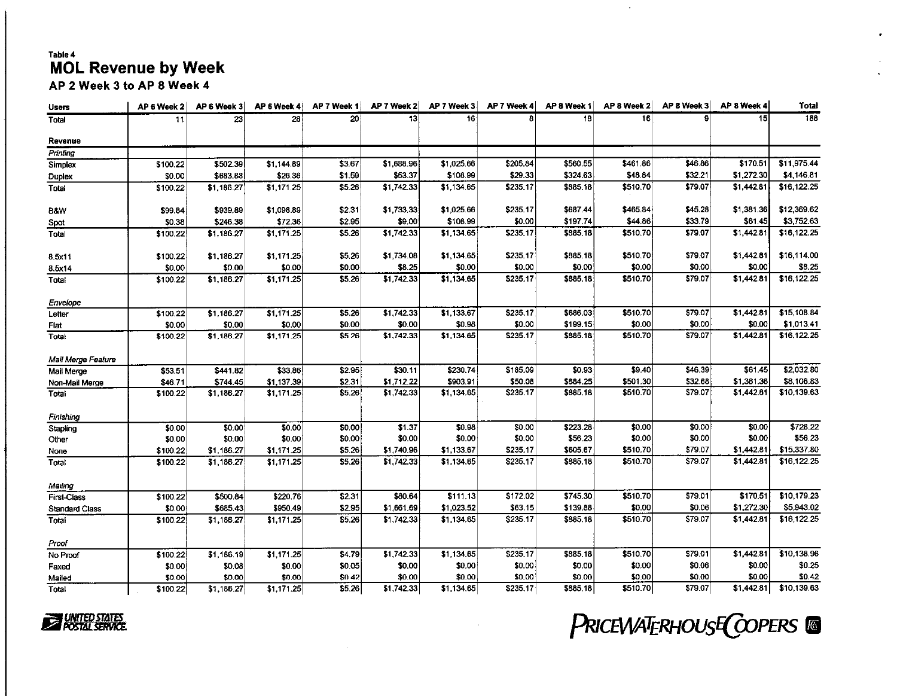Table 4

# MOL Revenue by Week

## AP 2 Week 3 to AP 8 Week 4

| Users | AP 6 Week 2 | AP 6 Week 3 | AP 6 Week 4 | AP 7 Week 1 | AP 7 Week 2 | AP 7 Week 3 | AP 7 Week 4 | AP 8 Week 1 | AP 8 Week 2 | AP 8 Week 3 | AP 8 Week 4 | Total |
|---|---|---|---|---|---|---|---|---|---|---|---|---|
| Total | 11 | 23 | 28 | 20 | 13 | 16 | 8 | 18 | 16 | 9 | 15 | 188 |
| **Revenue** | | | | | | | | | | | | |
| *Printing* | | | | | | | | | | | | |
| Simplex | $100.22 | $502.39 | $1,144.89 | $3.67 | $1,688.96 | $1,025.66 | $205.84 | $560.55 | $461.86 | $46.86 | $170.51 | $11,975.44 |
| Duplex | $0.00 | $683.88 | $26.36 | $1.59 | $53.37 | $108.99 | $29.33 | $324.63 | $48.84 | $32.21 | $1,272.30 | $4,146.81 |
| Total | $100.22 | $1,186.27 | $1,171.25 | $5.26 | $1,742.33 | $1,134.65 | $235.17 | $885.18 | $510.70 | $79.07 | $1,442.81 | $16,122.25 |
| B&W | $99.84 | $939.89 | $1,098.89 | $2.31 | $1,733.33 | $1,025.66 | $235.17 | $687.44 | $465.84 | $45.28 | $1,381.36 | $12,369.62 |
| Spot | $0.38 | $246.38 | $72.36 | $2.95 | $9.00 | $108.99 | $0.00 | $197.74 | $44.86 | $33.79 | $61.45 | $3,752.63 |
| Total | $100.22 | $1,186.27 | $1,171.25 | $5.26 | $1,742.33 | $1,134.65 | $235.17 | $885.18 | $510.70 | $79.07 | $1,442.81 | $16,122.25 |
| 8.5x11 | $100.22 | $1,186.27 | $1,171.25 | $5.26 | $1,734.08 | $1,134.65 | $235.17 | $885.18 | $510.70 | $79.07 | $1,442.81 | $16,114.00 |
| 8.5x14 | $0.00 | $0.00 | $0.00 | $0.00 | $8.25 | $0.00 | $0.00 | $0.00 | $0.00 | $0.00 | $0.00 | $8.25 |
| Total | $100.22 | $1,186.27 | $1,171.25 | $5.26 | $1,742.33 | $1,134.65 | $235.17 | $885.18 | $510.70 | $79.07 | $1,442.81 | $16,122.25 |
| *Envelope* | | | | | | | | | | | | |
| Letter | $100.22 | $1,186.27 | $1,171.25 | $5.26 | $1,742.33 | $1,133.67 | $235.17 | $686.03 | $510.70 | $79.07 | $1,442.81 | $15,108.84 |
| Flat | $0.00 | $0.00 | $0.00 | $0.00 | $0.00 | $0.98 | $0.00 | $199.15 | $0.00 | $0.00 | $0.00 | $1,013.41 |
| Total | $100.22 | $1,186.27 | $1,171.25 | $5.26 | $1,742.33 | $1,134.65 | $235.17 | $885.18 | $510.70 | $79.07 | $1,442.81 | $16,122.25 |
| *Mail Merge Feature* | | | | | | | | | | | | |
| Mail Merge | $53.51 | $441.82 | $33.86 | $2.95 | $30.11 | $230.74 | $185.09 | $0.93 | $9.40 | $46.39 | $61.45 | $2,032.80 |
| Non-Mail Merge | $46.71 | $744.45 | $1,137.39 | $2.31 | $1,712.22 | $903.91 | $50.08 | $884.25 | $501.30 | $32.68 | $1,381.36 | $8,106.83 |
| Total | $100.22 | $1,186.27 | $1,171.25 | $5.26 | $1,742.33 | $1,134.65 | $235.17 | $885.18 | $510.70 | $79.07 | $1,442.81 | $10,139.63 |
| *Finishing* | | | | | | | | | | | | |
| Stapling | $0.00 | $0.00 | $0.00 | $0.00 | $1.37 | $0.98 | $0.00 | $223.28 | $0.00 | $0.00 | $0.00 | $728.22 |
| Other | $0.00 | $0.00 | $0.00 | $0.00 | $0.00 | $0.00 | $0.00 | $56.23 | $0.00 | $0.00 | $0.00 | $56.23 |
| None | $100.22 | $1,186.27 | $1,171.25 | $5.26 | $1,740.96 | $1,133.67 | $235.17 | $605.67 | $510.70 | $79.07 | $1,442.81 | $15,337.80 |
| Total | $100.22 | $1,186.27 | $1,171.25 | $5.26 | $1,742.33 | $1,134.65 | $235.17 | $885.18 | $510.70 | $79.07 | $1,442.81 | $16,122.25 |
| *Mailing* | | | | | | | | | | | | |
| First-Class | $100.22 | $500.84 | $220.76 | $2.31 | $80.64 | $111.13 | $172.02 | $745.30 | $510.70 | $79.01 | $170.51 | $10,179.23 |
| Standard Class | $0.00 | $685.43 | $950.49 | $2.95 | $1,661.69 | $1,023.52 | $63.15 | $139.88 | $0.00 | $0.06 | $1,272.30 | $5,943.02 |
| Total | $100.22 | $1,186.27 | $1,171.25 | $5.26 | $1,742.33 | $1,134.65 | $235.17 | $885.18 | $510.70 | $79.07 | $1,442.81 | $16,122.25 |
| *Proof* | | | | | | | | | | | | |
| No Proof | $100.22 | $1,186.19 | $1,171.25 | $4.79 | $1,742.33 | $1,134.65 | $235.17 | $885.18 | $510.70 | $79.01 | $1,442.81 | $10,138.96 |
| Faxed | $0.00 | $0.08 | $0.00 | $0.05 | $0.00 | $0.00 | $0.00 | $0.00 | $0.00 | $0.06 | $0.00 | $0.25 |
| Mailed | $0.00 | $0.00 | $0.00 | $0.42 | $0.00 | $0.00 | $0.00 | $0.00 | $0.00 | $0.00 | $0.00 | $0.42 |
| Total | $100.22 | $1,186.27 | $1,171.25 | $5.26 | $1,742.33 | $1,134.65 | $235.17 | $885.18 | $510.70 | $79.07 | $1,442.81 | $10,139.63 |

UNITED STATES POSTAL SERVICE

PRICEWATERHOUSECOOPERS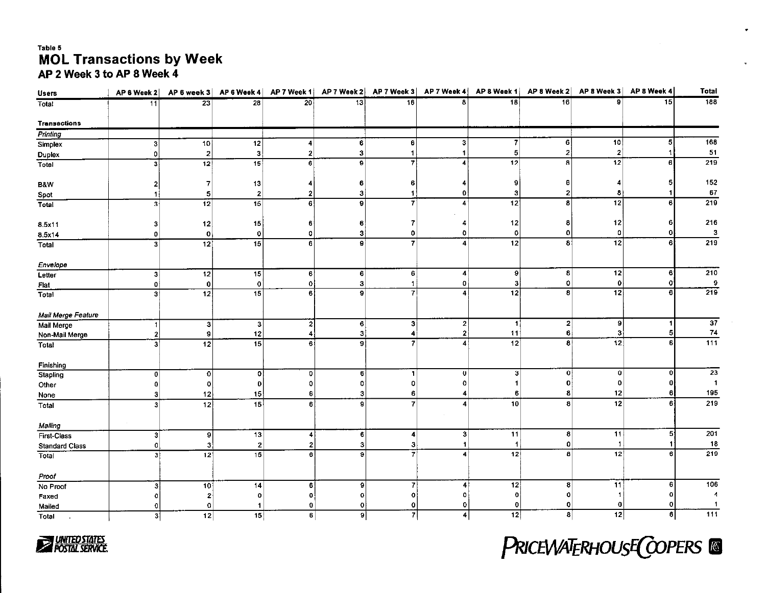Table 5

# MOL Transactions by Week

## AP 2 Week 3 to AP 8 Week 4

| Users | AP 6 Week 2 | AP 6 week 3 | AP 6 Week 4 | AP 7 Week 1 | AP 7 Week 2 | AP 7 Week 3 | AP 7 Week 4 | AP 8 Week 1 | AP 8 Week 2 | AP 8 Week 3 | AP 8 Week 4 | Total |
|---|---|---|---|---|---|---|---|---|---|---|---|---|
| Total | 11 | 23 | 28 | 20 | 13 | 16 | 8 | 18 | 16 | 9 | 15 | 188 |
| **Transactions** | | | | | | | | | | | | |
| *Printing* | | | | | | | | | | | | |
| Simplex | 3 | 10 | 12 | 4 | 6 | 6 | 3 | 7 | 6 | 10 | 5 | 168 |
| Duplex | 0 | 2 | 3 | 2 | 3 | 1 | 1 | 5 | 2 | 2 | 1 | 51 |
| Total | 3 | 12 | 15 | 6 | 9 | 7 | 4 | 12 | 8 | 12 | 6 | 219 |
| B&W | 2 | 7 | 13 | 4 | 6 | 6 | 4 | 9 | 6 | 4 | 5 | 152 |
| Spot | 1 | 5 | 2 | 2 | 3 | 1 | 0 | 3 | 2 | 8 | 1 | 67 |
| Total | 3 | 12 | 15 | 6 | 9 | 7 | 4 | 12 | 8 | 12 | 6 | 219 |
| 8.5x11 | 3 | 12 | 15 | 6 | 6 | 7 | 4 | 12 | 8 | 12 | 6 | 216 |
| 8.5x14 | 0 | 0 | 0 | 0 | 3 | 0 | 0 | 0 | 0 | 0 | 0 | 3 |
| Total | 3 | 12 | 15 | 6 | 9 | 7 | 4 | 12 | 8 | 12 | 6 | 219 |
| *Envelope* | | | | | | | | | | | | |
| Letter | 3 | 12 | 15 | 6 | 6 | 6 | 4 | 9 | 8 | 12 | 6 | 210 |
| Flat | 0 | 0 | 0 | 0 | 3 | 1 | 0 | 3 | 0 | 0 | 0 | 9 |
| Total | 3 | 12 | 15 | 6 | 9 | 7 | 4 | 12 | 8 | 12 | 6 | 219 |
| *Mail Merge Feature* | | | | | | | | | | | | |
| Mail Merge | 1 | 3 | 3 | 2 | 6 | 3 | 2 | 1 | 2 | 9 | 1 | 37 |
| Non-Mail Merge | 2 | 9 | 12 | 4 | 3 | 4 | 2 | 11 | 6 | 3 | 5 | 74 |
| Total | 3 | 12 | 15 | 6 | 9 | 7 | 4 | 12 | 8 | 12 | 6 | 111 |
| Finishing | | | | | | | | | | | | |
| Stapling | 0 | 0 | 0 | 0 | 6 | 1 | 0 | 3 | 0 | 0 | 0 | 23 |
| Other | 0 | 0 | 0 | 0 | 0 | 0 | 0 | 1 | 0 | 0 | 0 | 1 |
| None | 3 | 12 | 15 | 6 | 3 | 6 | 4 | 6 | 8 | 12 | 6 | 195 |
| Total | 3 | 12 | 15 | 6 | 9 | 7 | 4 | 10 | 8 | 12 | 6 | 219 |
| *Mailing* | | | | | | | | | | | | |
| First-Class | 3 | 9 | 13 | 4 | 6 | 4 | 3 | 11 | 8 | 11 | 5 | 201 |
| Standard Class | 0 | 3 | 2 | 2 | 3 | 3 | 1 | 1 | 0 | 1 | 1 | 18 |
| Total | 3 | 12 | 15 | 6 | 9 | 7 | 4 | 12 | 8 | 12 | 6 | 219 |
| *Proof* | | | | | | | | | | | | |
| No Proof | 3 | 10 | 14 | 6 | 9 | 7 | 4 | 12 | 8 | 11 | 6 | 106 |
| Faxed | 0 | 2 | 0 | 0 | 0 | 0 | 0 | 0 | 0 | 1 | 0 | 4 |
| Mailed | 0 | 0 | 1 | 0 | 0 | 0 | 0 | 0 | 0 | 0 | 0 | 1 |
| Total | 3 | 12 | 15 | 6 | 9 | 7 | 4 | 12 | 8 | 12 | 6 | 111 |

UNITED STATES POSTAL SERVICE

PRICEWATERHOUSECOOPERS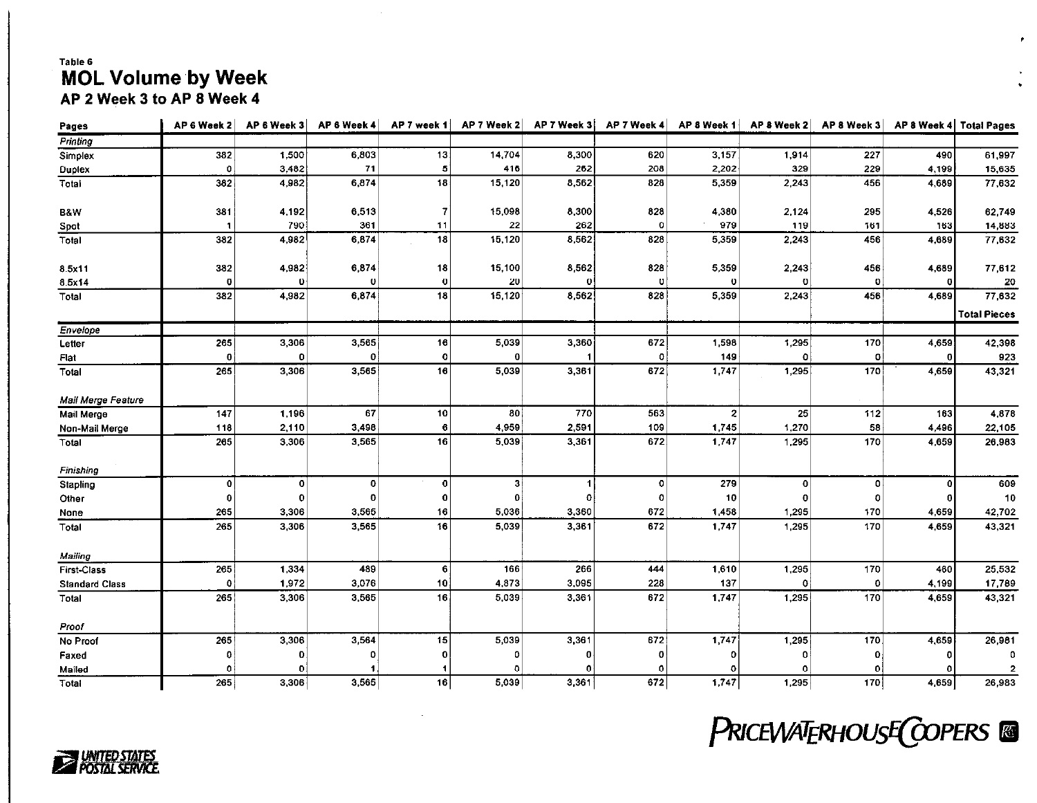Table 6

# MOL Volume by Week

## AP 2 Week 3 to AP 8 Week 4

| Pages | AP 6 Week 2 | AP 6 Week 3 | AP 6 Week 4 | AP 7 week 1 | AP 7 Week 2 | AP 7 Week 3 | AP 7 Week 4 | AP 8 Week 1 | AP 8 Week 2 | AP 8 Week 3 | AP 8 Week 4 | Total Pages |
|---|---|---|---|---|---|---|---|---|---|---|---|---|
| *Printing* | | | | | | | | | | | | |
| Simplex | 382 | 1,500 | 6,803 | 13 | 14,704 | 8,300 | 620 | 3,157 | 1,914 | 227 | 490 | 61,997 |
| Duplex | 0 | 3,482 | 71 | 5 | 416 | 262 | 208 | 2,202 | 329 | 229 | 4,199 | 15,635 |
| Total | 382 | 4,982 | 6,874 | 18 | 15,120 | 8,562 | 828 | 5,359 | 2,243 | 456 | 4,689 | 77,632 |
| | | | | | | | | | | | | |
| B&W | 381 | 4,192 | 6,513 | 7 | 15,098 | 8,300 | 828 | 4,380 | 2,124 | 295 | 4,526 | 62,749 |
| Spot | 1 | 790 | 361 | 11 | 22 | 262 | 0 | 979 | 119 | 161 | 163 | 14,883 |
| Total | 382 | 4,982 | 6,874 | 18 | 15,120 | 8,562 | 828 | 5,359 | 2,243 | 456 | 4,689 | 77,632 |
| | | | | | | | | | | | | |
| 8.5x11 | 382 | 4,982 | 6,874 | 18 | 15,100 | 8,562 | 828 | 5,359 | 2,243 | 456 | 4,689 | 77,612 |
| 8.5x14 | 0 | 0 | 0 | 0 | 20 | 0 | 0 | 0 | 0 | 0 | 0 | 20 |
| Total | 382 | 4,982 | 6,874 | 18 | 15,120 | 8,562 | 828 | 5,359 | 2,243 | 456 | 4,689 | 77,632 |
| | | | | | | | | | | | | **Total Pieces** |
| *Envelope* | | | | | | | | | | | | |
| Letter | 265 | 3,306 | 3,565 | 16 | 5,039 | 3,360 | 672 | 1,598 | 1,295 | 170 | 4,659 | 42,398 |
| Flat | 0 | 0 | 0 | 0 | 0 | 1 | 0 | 149 | 0 | 0 | 0 | 923 |
| Total | 265 | 3,306 | 3,565 | 16 | 5,039 | 3,361 | 672 | 1,747 | 1,295 | 170 | 4,659 | 43,321 |
| | | | | | | | | | | | | |
| *Mail Merge Feature* | | | | | | | | | | | | |
| Mail Merge | 147 | 1,196 | 67 | 10 | 80 | 770 | 563 | 2 | 25 | 112 | 163 | 4,878 |
| Non-Mail Merge | 118 | 2,110 | 3,498 | 6 | 4,959 | 2,591 | 109 | 1,745 | 1,270 | 58 | 4,496 | 22,105 |
| Total | 265 | 3,306 | 3,565 | 16 | 5,039 | 3,361 | 672 | 1,747 | 1,295 | 170 | 4,659 | 26,983 |
| | | | | | | | | | | | | |
| *Finishing* | | | | | | | | | | | | |
| Stapling | 0 | 0 | 0 | 0 | 3 | 1 | 0 | 279 | 0 | 0 | 0 | 609 |
| Other | 0 | 0 | 0 | 0 | 0 | 0 | 0 | 10 | 0 | 0 | 0 | 10 |
| None | 265 | 3,306 | 3,565 | 16 | 5,036 | 3,360 | 672 | 1,458 | 1,295 | 170 | 4,659 | 42,702 |
| Total | 265 | 3,306 | 3,565 | 16 | 5,039 | 3,361 | 672 | 1,747 | 1,295 | 170 | 4,659 | 43,321 |
| | | | | | | | | | | | | |
| *Mailing* | | | | | | | | | | | | |
| First-Class | 265 | 1,334 | 489 | 6 | 166 | 266 | 444 | 1,610 | 1,295 | 170 | 460 | 25,532 |
| Standard Class | 0 | 1,972 | 3,076 | 10 | 4,873 | 3,095 | 228 | 137 | 0 | 0 | 4,199 | 17,789 |
| Total | 265 | 3,306 | 3,565 | 16 | 5,039 | 3,361 | 672 | 1,747 | 1,295 | 170 | 4,659 | 43,321 |
| | | | | | | | | | | | | |
| *Proof* | | | | | | | | | | | | |
| No Proof | 265 | 3,306 | 3,564 | 15 | 5,039 | 3,361 | 672 | 1,747 | 1,295 | 170 | 4,659 | 26,981 |
| Faxed | 0 | 0 | 0 | 0 | 0 | 0 | 0 | 0 | 0 | 0 | 0 | 0 |
| Mailed | 0 | 0 | 1 | 1 | 0 | 0 | 0 | 0 | 0 | 0 | 0 | 2 |
| Total | 265 | 3,306 | 3,565 | 16 | 5,039 | 3,361 | 672 | 1,747 | 1,295 | 170 | 4,659 | 26,983 |

UNITED STATES POSTAL SERVICE

PRICEWATERHOUSECOOPERS